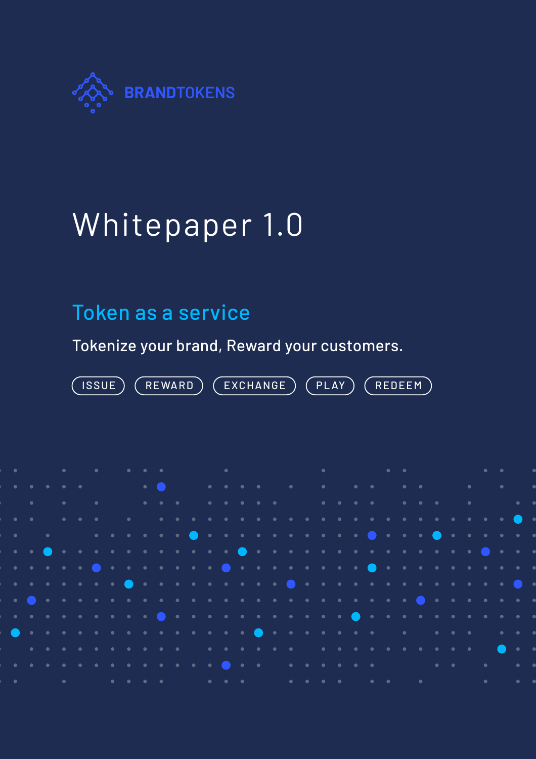BRANDTOKENS

# Whitepaper 1.0

## Token as a service

Tokenize your brand, Reward your customers.

ISSUE | REWARD | EXCHANGE | PLAY | REDEEM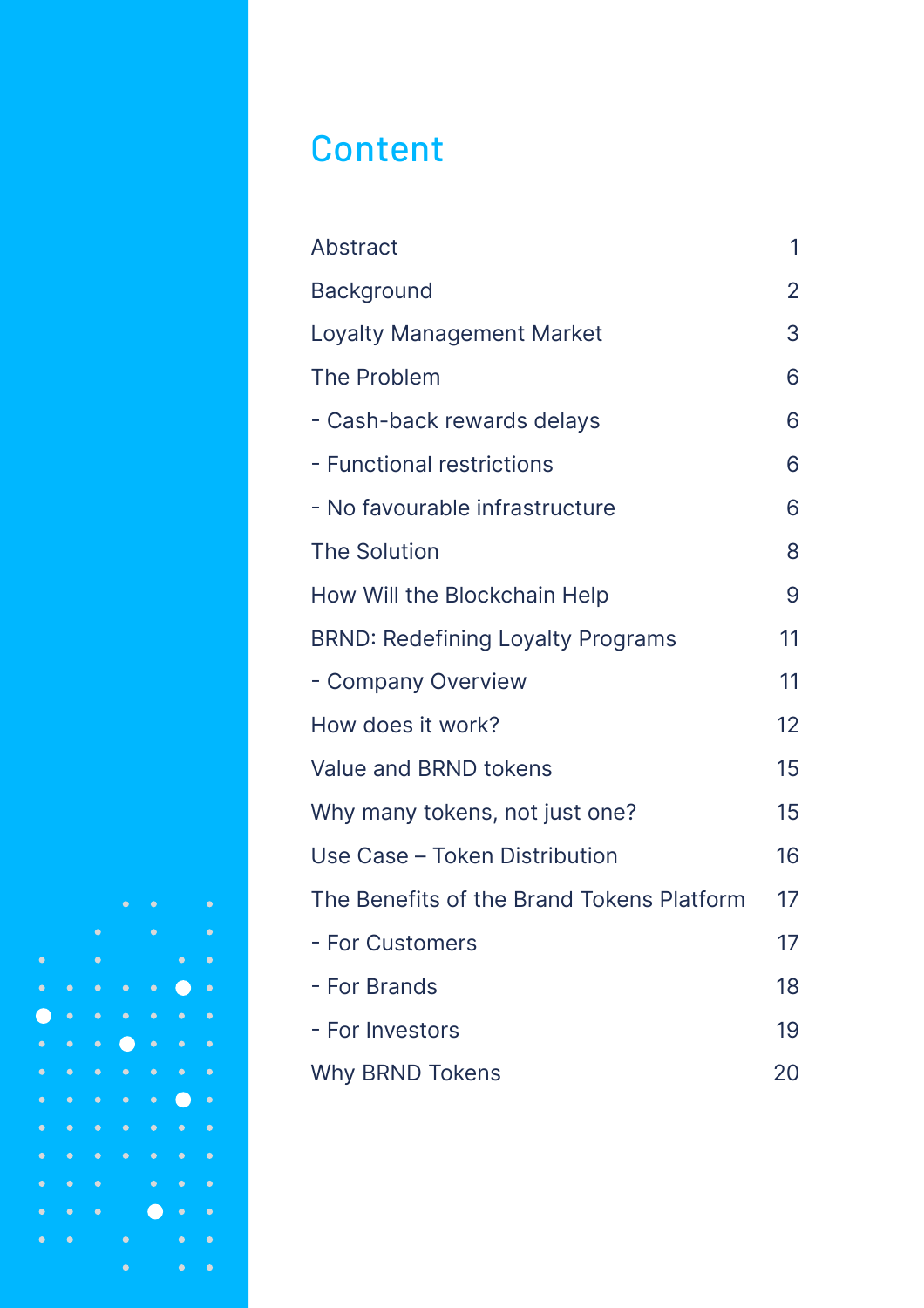# Content

| | |
|---|---|
| Abstract | 1 |
| Background | 2 |
| Loyalty Management Market | 3 |
| The Problem | 6 |
| - Cash-back rewards delays | 6 |
| - Functional restrictions | 6 |
| - No favourable infrastructure | 6 |
| The Solution | 8 |
| How Will the Blockchain Help | 9 |
| BRND: Redefining Loyalty Programs | 11 |
| - Company Overview | 11 |
| How does it work? | 12 |
| Value and BRND tokens | 15 |
| Why many tokens, not just one? | 15 |
| Use Case – Token Distribution | 16 |
| The Benefits of the Brand Tokens Platform | 17 |
| - For Customers | 17 |
| - For Brands | 18 |
| - For Investors | 19 |
| Why BRND Tokens | 20 |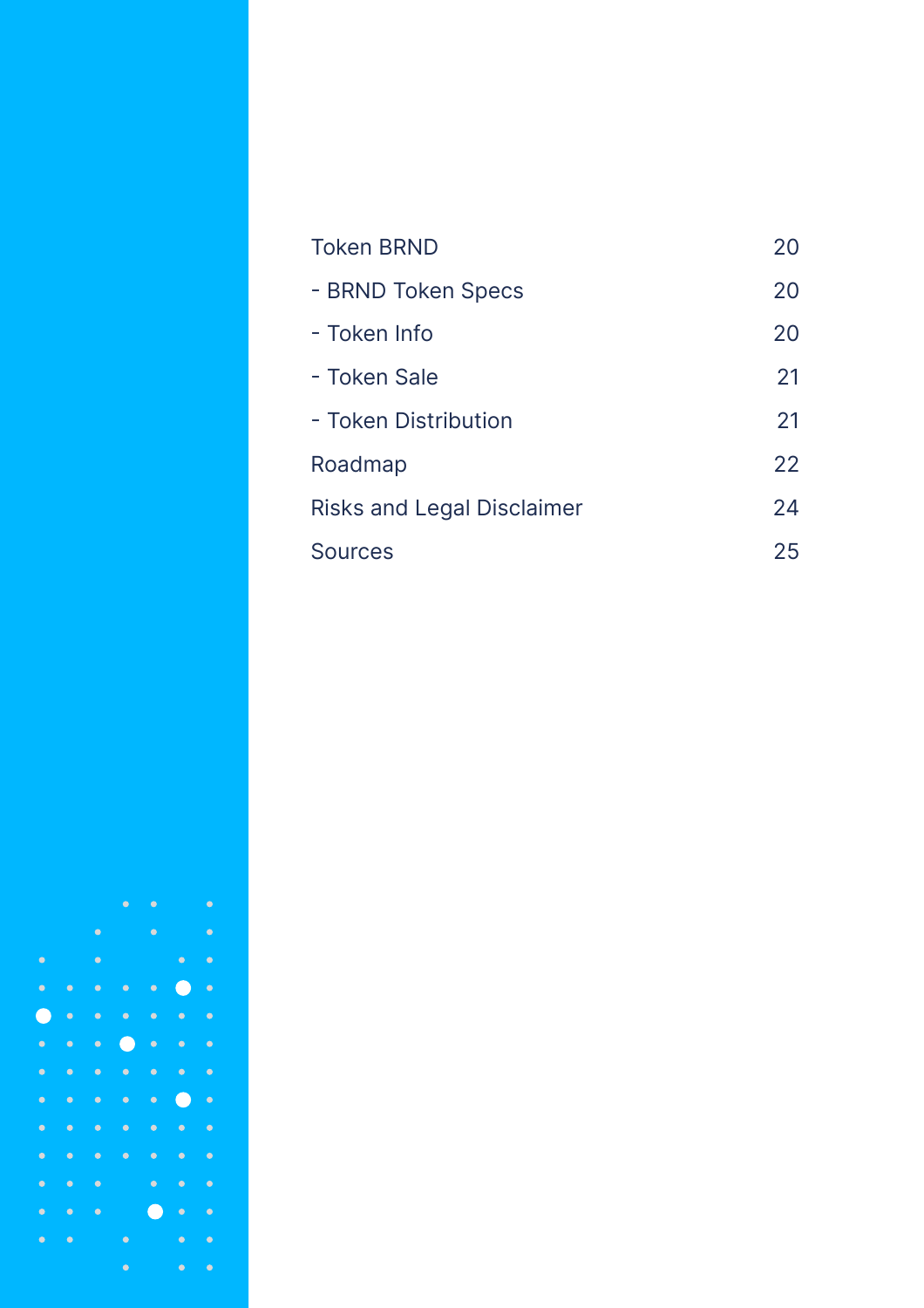| | |
|---|---|
| Token BRND | 20 |
| - BRND Token Specs | 20 |
| - Token Info | 20 |
| - Token Sale | 21 |
| - Token Distribution | 21 |
| Roadmap | 22 |
| Risks and Legal Disclaimer | 24 |
| Sources | 25 |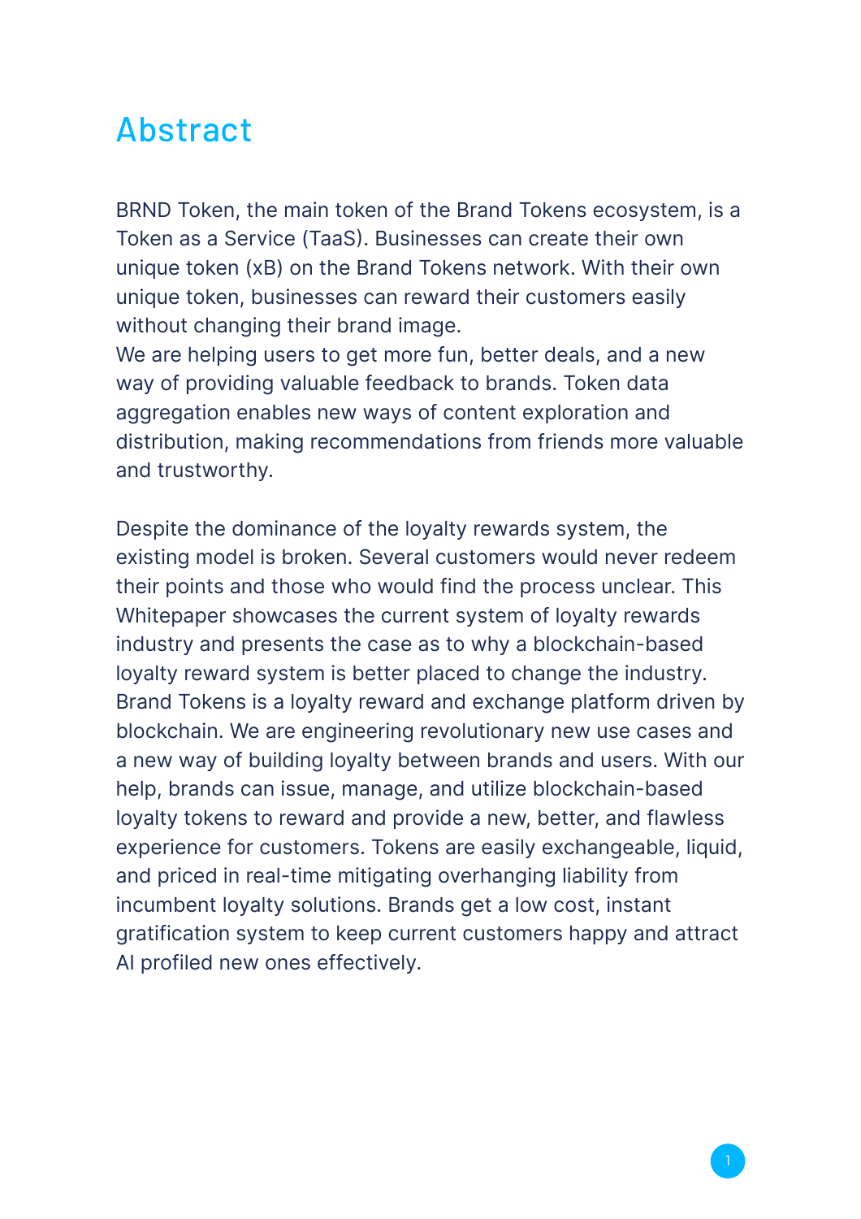# Abstract

BRND Token, the main token of the Brand Tokens ecosystem, is a Token as a Service (TaaS). Businesses can create their own unique token (xB) on the Brand Tokens network. With their own unique token, businesses can reward their customers easily without changing their brand image.
We are helping users to get more fun, better deals, and a new way of providing valuable feedback to brands. Token data aggregation enables new ways of content exploration and distribution, making recommendations from friends more valuable and trustworthy.

Despite the dominance of the loyalty rewards system, the existing model is broken. Several customers would never redeem their points and those who would find the process unclear. This Whitepaper showcases the current system of loyalty rewards industry and presents the case as to why a blockchain-based loyalty reward system is better placed to change the industry. Brand Tokens is a loyalty reward and exchange platform driven by blockchain. We are engineering revolutionary new use cases and a new way of building loyalty between brands and users. With our help, brands can issue, manage, and utilize blockchain-based loyalty tokens to reward and provide a new, better, and flawless experience for customers. Tokens are easily exchangeable, liquid, and priced in real-time mitigating overhanging liability from incumbent loyalty solutions. Brands get a low cost, instant gratification system to keep current customers happy and attract AI profiled new ones effectively.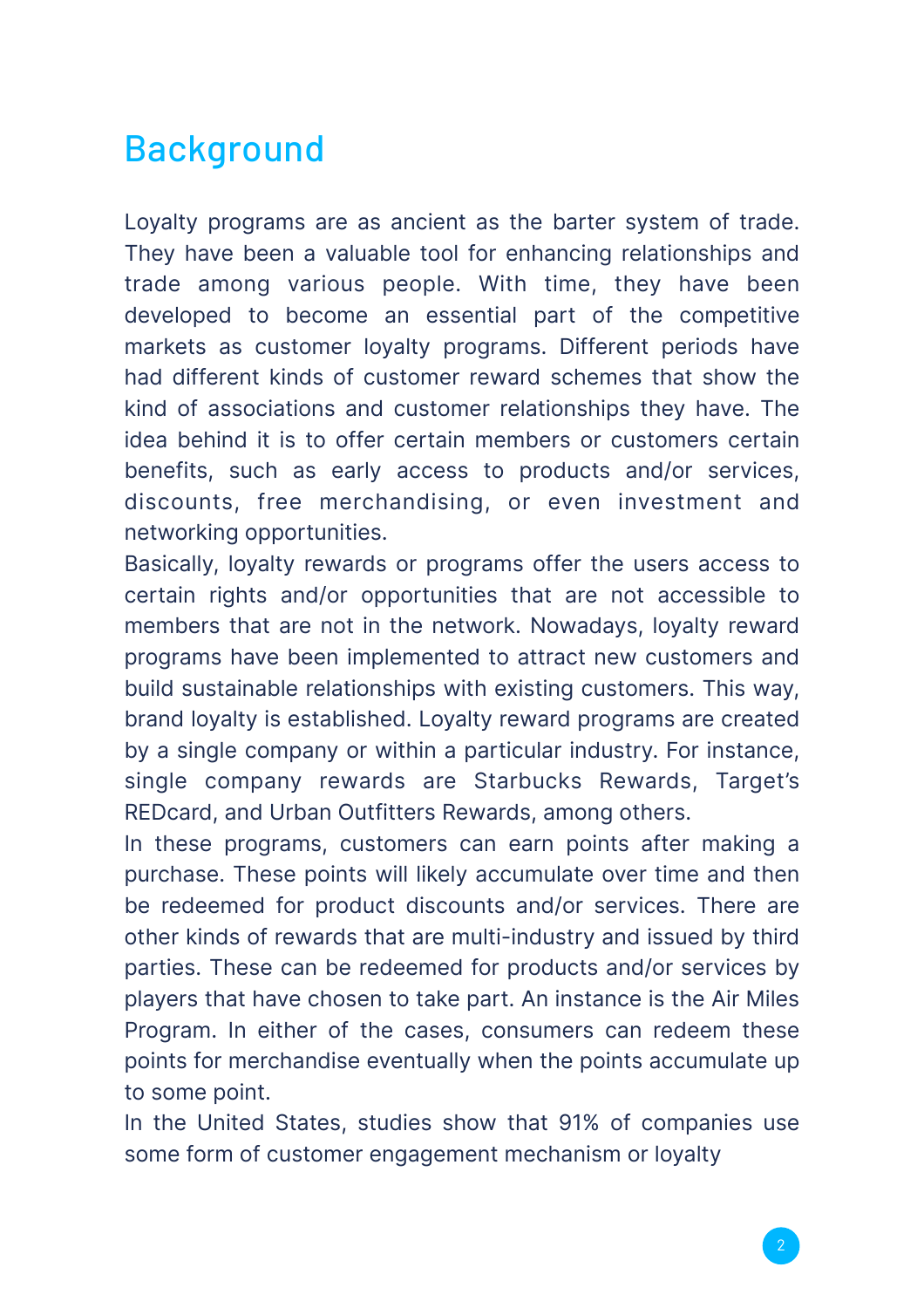# Background

Loyalty programs are as ancient as the barter system of trade. They have been a valuable tool for enhancing relationships and trade among various people. With time, they have been developed to become an essential part of the competitive markets as customer loyalty programs. Different periods have had different kinds of customer reward schemes that show the kind of associations and customer relationships they have. The idea behind it is to offer certain members or customers certain benefits, such as early access to products and/or services, discounts, free merchandising, or even investment and networking opportunities.

Basically, loyalty rewards or programs offer the users access to certain rights and/or opportunities that are not accessible to members that are not in the network. Nowadays, loyalty reward programs have been implemented to attract new customers and build sustainable relationships with existing customers. This way, brand loyalty is established. Loyalty reward programs are created by a single company or within a particular industry. For instance, single company rewards are Starbucks Rewards, Target's REDcard, and Urban Outfitters Rewards, among others.

In these programs, customers can earn points after making a purchase. These points will likely accumulate over time and then be redeemed for product discounts and/or services. There are other kinds of rewards that are multi-industry and issued by third parties. These can be redeemed for products and/or services by players that have chosen to take part. An instance is the Air Miles Program. In either of the cases, consumers can redeem these points for merchandise eventually when the points accumulate up to some point.

In the United States, studies show that 91% of companies use some form of customer engagement mechanism or loyalty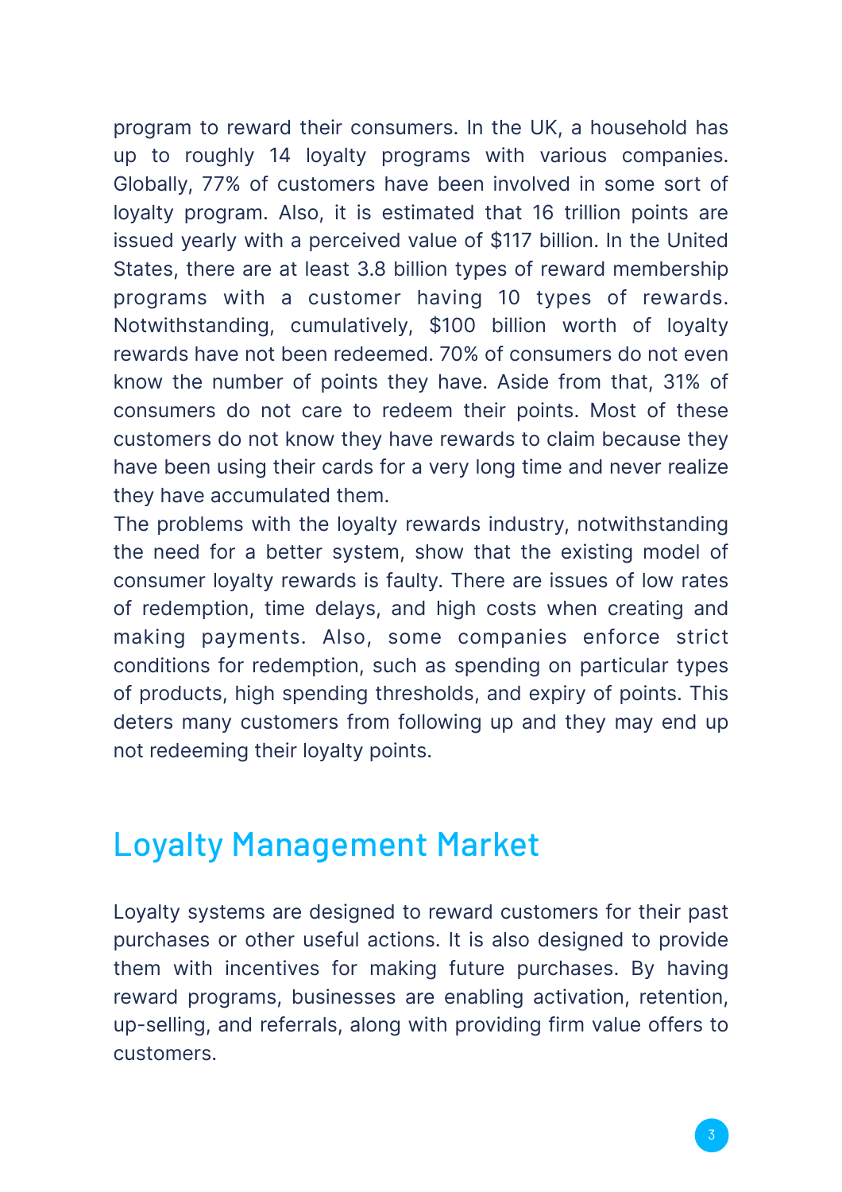program to reward their consumers. In the UK, a household has up to roughly 14 loyalty programs with various companies. Globally, 77% of customers have been involved in some sort of loyalty program. Also, it is estimated that 16 trillion points are issued yearly with a perceived value of $117 billion. In the United States, there are at least 3.8 billion types of reward membership programs with a customer having 10 types of rewards. Notwithstanding, cumulatively, $100 billion worth of loyalty rewards have not been redeemed. 70% of consumers do not even know the number of points they have. Aside from that, 31% of consumers do not care to redeem their points. Most of these customers do not know they have rewards to claim because they have been using their cards for a very long time and never realize they have accumulated them.

The problems with the loyalty rewards industry, notwithstanding the need for a better system, show that the existing model of consumer loyalty rewards is faulty. There are issues of low rates of redemption, time delays, and high costs when creating and making payments. Also, some companies enforce strict conditions for redemption, such as spending on particular types of products, high spending thresholds, and expiry of points. This deters many customers from following up and they may end up not redeeming their loyalty points.

## Loyalty Management Market

Loyalty systems are designed to reward customers for their past purchases or other useful actions. It is also designed to provide them with incentives for making future purchases. By having reward programs, businesses are enabling activation, retention, up-selling, and referrals, along with providing firm value offers to customers.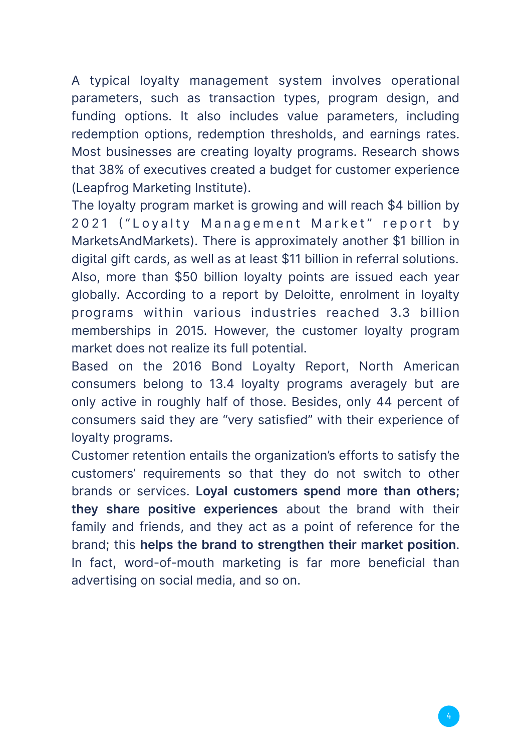A typical loyalty management system involves operational parameters, such as transaction types, program design, and funding options. It also includes value parameters, including redemption options, redemption thresholds, and earnings rates. Most businesses are creating loyalty programs. Research shows that 38% of executives created a budget for customer experience (Leapfrog Marketing Institute).

The loyalty program market is growing and will reach $4 billion by 2021 ("Loyalty Management Market" report by MarketsAndMarkets). There is approximately another $1 billion in digital gift cards, as well as at least $11 billion in referral solutions. Also, more than $50 billion loyalty points are issued each year globally. According to a report by Deloitte, enrolment in loyalty programs within various industries reached 3.3 billion memberships in 2015. However, the customer loyalty program market does not realize its full potential.

Based on the 2016 Bond Loyalty Report, North American consumers belong to 13.4 loyalty programs averagely but are only active in roughly half of those. Besides, only 44 percent of consumers said they are "very satisfied" with their experience of loyalty programs.

Customer retention entails the organization's efforts to satisfy the customers' requirements so that they do not switch to other brands or services. **Loyal customers spend more than others; they share positive experiences** about the brand with their family and friends, and they act as a point of reference for the brand; this **helps the brand to strengthen their market position**. In fact, word-of-mouth marketing is far more beneficial than advertising on social media, and so on.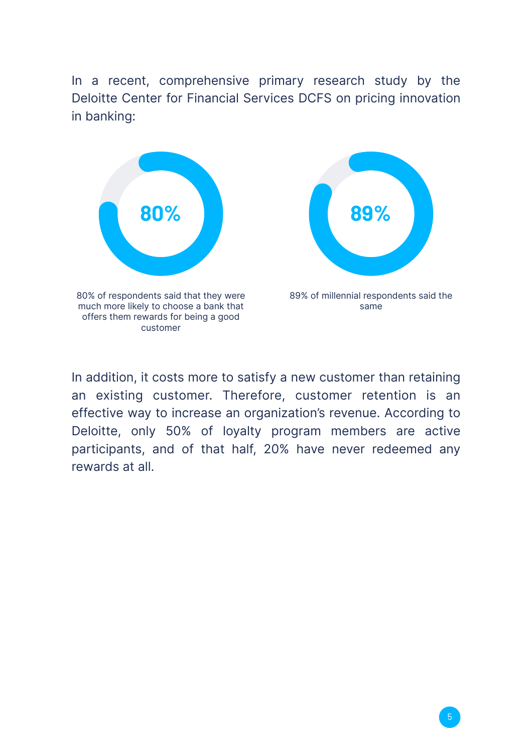In a recent, comprehensive primary research study by the Deloitte Center for Financial Services DCFS on pricing innovation in banking:

**80%**

80% of respondents said that they were much more likely to choose a bank that offers them rewards for being a good customer

**89%**

89% of millennial respondents said the same

In addition, it costs more to satisfy a new customer than retaining an existing customer. Therefore, customer retention is an effective way to increase an organization's revenue. According to Deloitte, only 50% of loyalty program members are active participants, and of that half, 20% have never redeemed any rewards at all.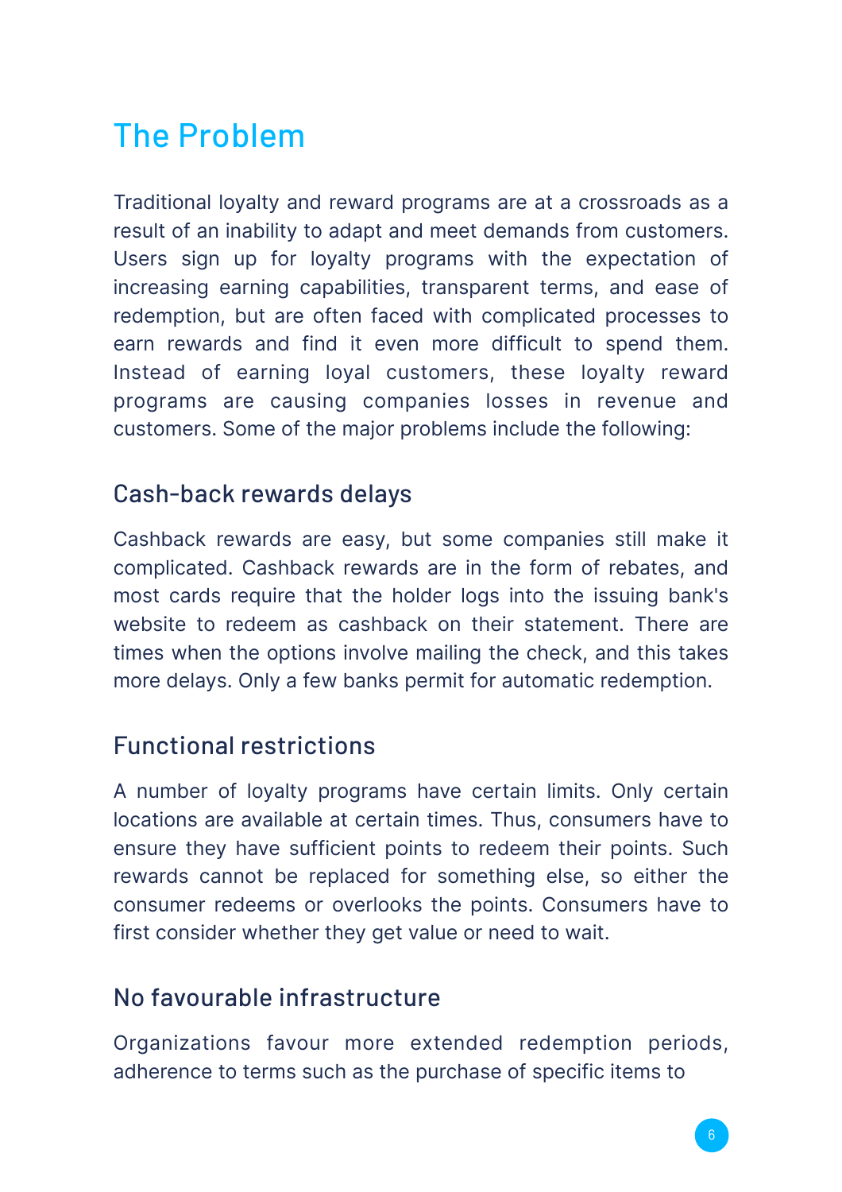# The Problem

Traditional loyalty and reward programs are at a crossroads as a result of an inability to adapt and meet demands from customers. Users sign up for loyalty programs with the expectation of increasing earning capabilities, transparent terms, and ease of redemption, but are often faced with complicated processes to earn rewards and find it even more difficult to spend them. Instead of earning loyal customers, these loyalty reward programs are causing companies losses in revenue and customers. Some of the major problems include the following:

## Cash-back rewards delays

Cashback rewards are easy, but some companies still make it complicated. Cashback rewards are in the form of rebates, and most cards require that the holder logs into the issuing bank's website to redeem as cashback on their statement. There are times when the options involve mailing the check, and this takes more delays. Only a few banks permit for automatic redemption.

## Functional restrictions

A number of loyalty programs have certain limits. Only certain locations are available at certain times. Thus, consumers have to ensure they have sufficient points to redeem their points. Such rewards cannot be replaced for something else, so either the consumer redeems or overlooks the points. Consumers have to first consider whether they get value or need to wait.

## No favourable infrastructure

Organizations favour more extended redemption periods, adherence to terms such as the purchase of specific items to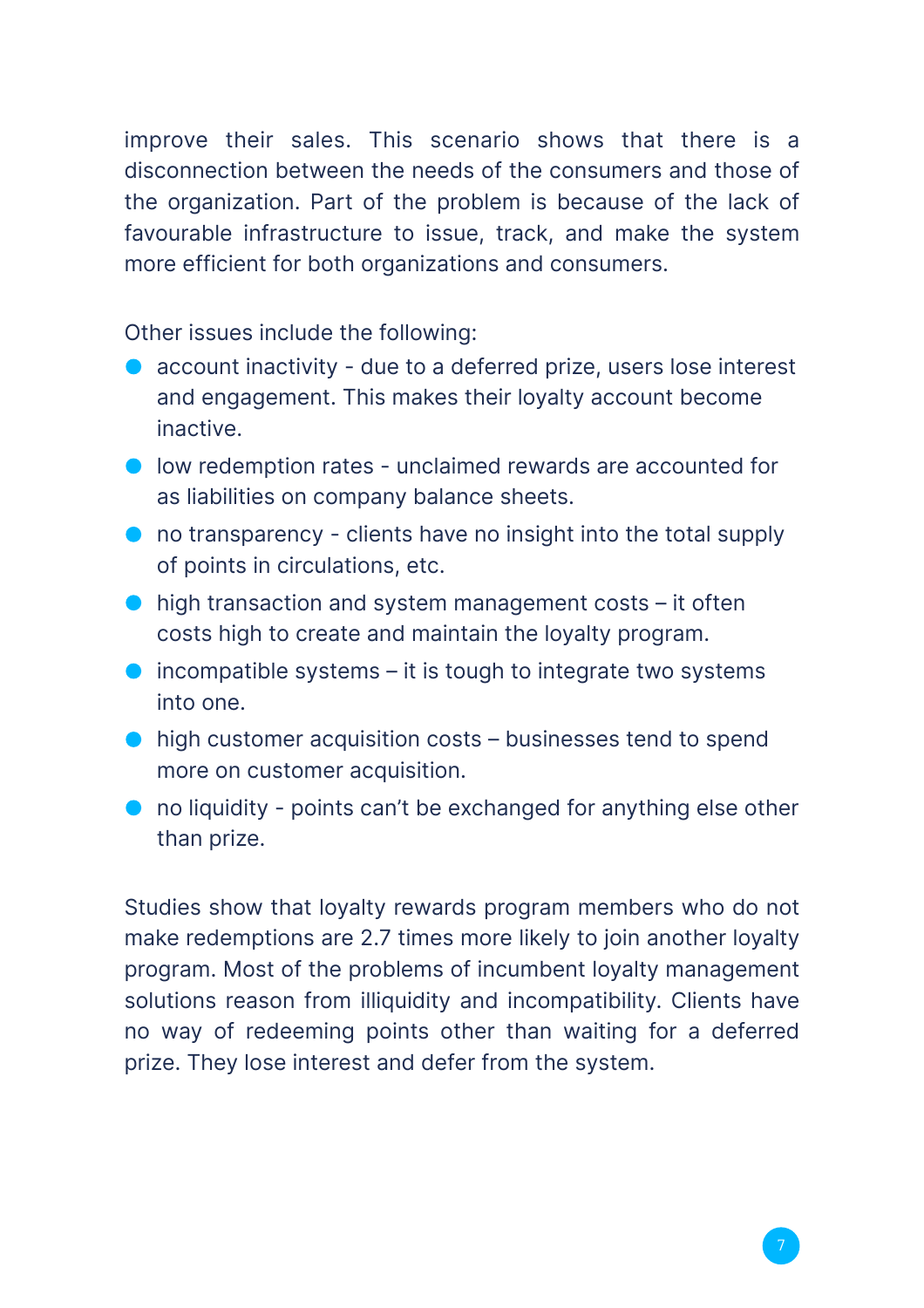improve their sales. This scenario shows that there is a disconnection between the needs of the consumers and those of the organization. Part of the problem is because of the lack of favourable infrastructure to issue, track, and make the system more efficient for both organizations and consumers.

Other issues include the following:

- account inactivity - due to a deferred prize, users lose interest and engagement. This makes their loyalty account become inactive.
- low redemption rates - unclaimed rewards are accounted for as liabilities on company balance sheets.
- no transparency - clients have no insight into the total supply of points in circulations, etc.
- high transaction and system management costs – it often costs high to create and maintain the loyalty program.
- incompatible systems – it is tough to integrate two systems into one.
- high customer acquisition costs – businesses tend to spend more on customer acquisition.
- no liquidity - points can't be exchanged for anything else other than prize.

Studies show that loyalty rewards program members who do not make redemptions are 2.7 times more likely to join another loyalty program. Most of the problems of incumbent loyalty management solutions reason from illiquidity and incompatibility. Clients have no way of redeeming points other than waiting for a deferred prize. They lose interest and defer from the system.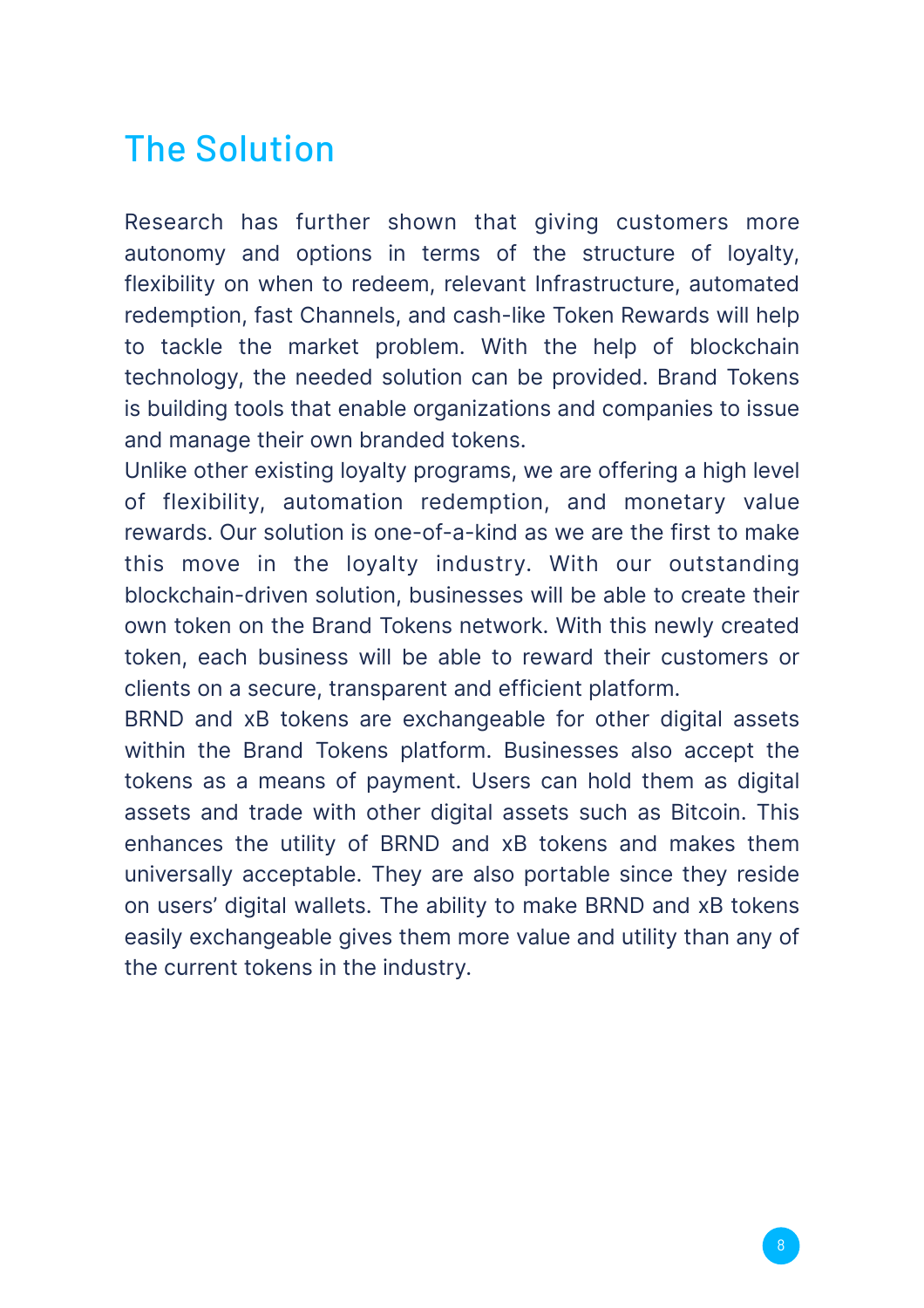# The Solution

Research has further shown that giving customers more autonomy and options in terms of the structure of loyalty, flexibility on when to redeem, relevant Infrastructure, automated redemption, fast Channels, and cash-like Token Rewards will help to tackle the market problem. With the help of blockchain technology, the needed solution can be provided. Brand Tokens is building tools that enable organizations and companies to issue and manage their own branded tokens.

Unlike other existing loyalty programs, we are offering a high level of flexibility, automation redemption, and monetary value rewards. Our solution is one-of-a-kind as we are the first to make this move in the loyalty industry. With our outstanding blockchain-driven solution, businesses will be able to create their own token on the Brand Tokens network. With this newly created token, each business will be able to reward their customers or clients on a secure, transparent and efficient platform.

BRND and xB tokens are exchangeable for other digital assets within the Brand Tokens platform. Businesses also accept the tokens as a means of payment. Users can hold them as digital assets and trade with other digital assets such as Bitcoin. This enhances the utility of BRND and xB tokens and makes them universally acceptable. They are also portable since they reside on users' digital wallets. The ability to make BRND and xB tokens easily exchangeable gives them more value and utility than any of the current tokens in the industry.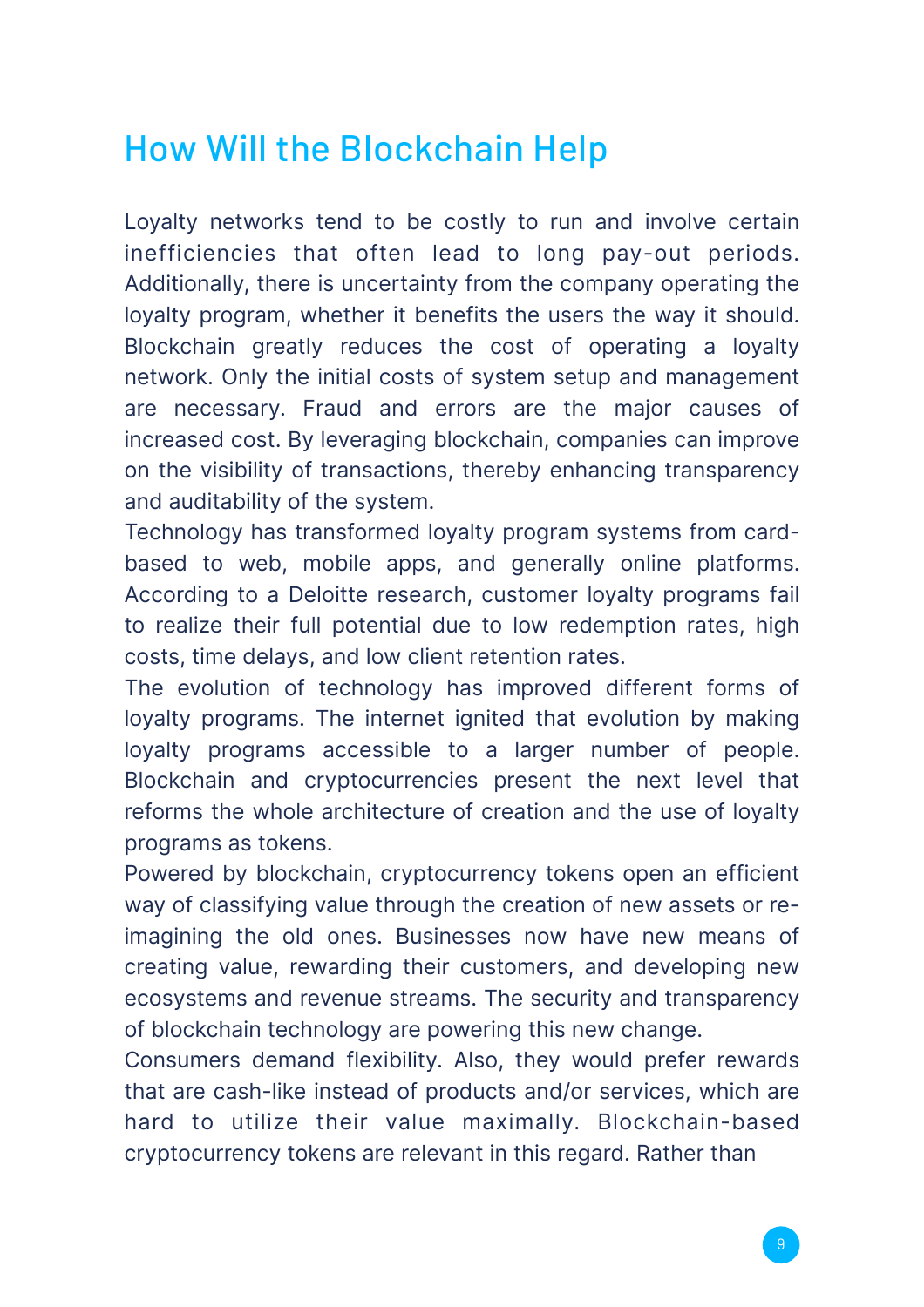# How Will the Blockchain Help

Loyalty networks tend to be costly to run and involve certain inefficiencies that often lead to long pay-out periods. Additionally, there is uncertainty from the company operating the loyalty program, whether it benefits the users the way it should. Blockchain greatly reduces the cost of operating a loyalty network. Only the initial costs of system setup and management are necessary. Fraud and errors are the major causes of increased cost. By leveraging blockchain, companies can improve on the visibility of transactions, thereby enhancing transparency and auditability of the system.

Technology has transformed loyalty program systems from card-based to web, mobile apps, and generally online platforms. According to a Deloitte research, customer loyalty programs fail to realize their full potential due to low redemption rates, high costs, time delays, and low client retention rates.

The evolution of technology has improved different forms of loyalty programs. The internet ignited that evolution by making loyalty programs accessible to a larger number of people. Blockchain and cryptocurrencies present the next level that reforms the whole architecture of creation and the use of loyalty programs as tokens.

Powered by blockchain, cryptocurrency tokens open an efficient way of classifying value through the creation of new assets or re-imagining the old ones. Businesses now have new means of creating value, rewarding their customers, and developing new ecosystems and revenue streams. The security and transparency of blockchain technology are powering this new change.

Consumers demand flexibility. Also, they would prefer rewards that are cash-like instead of products and/or services, which are hard to utilize their value maximally. Blockchain-based cryptocurrency tokens are relevant in this regard. Rather than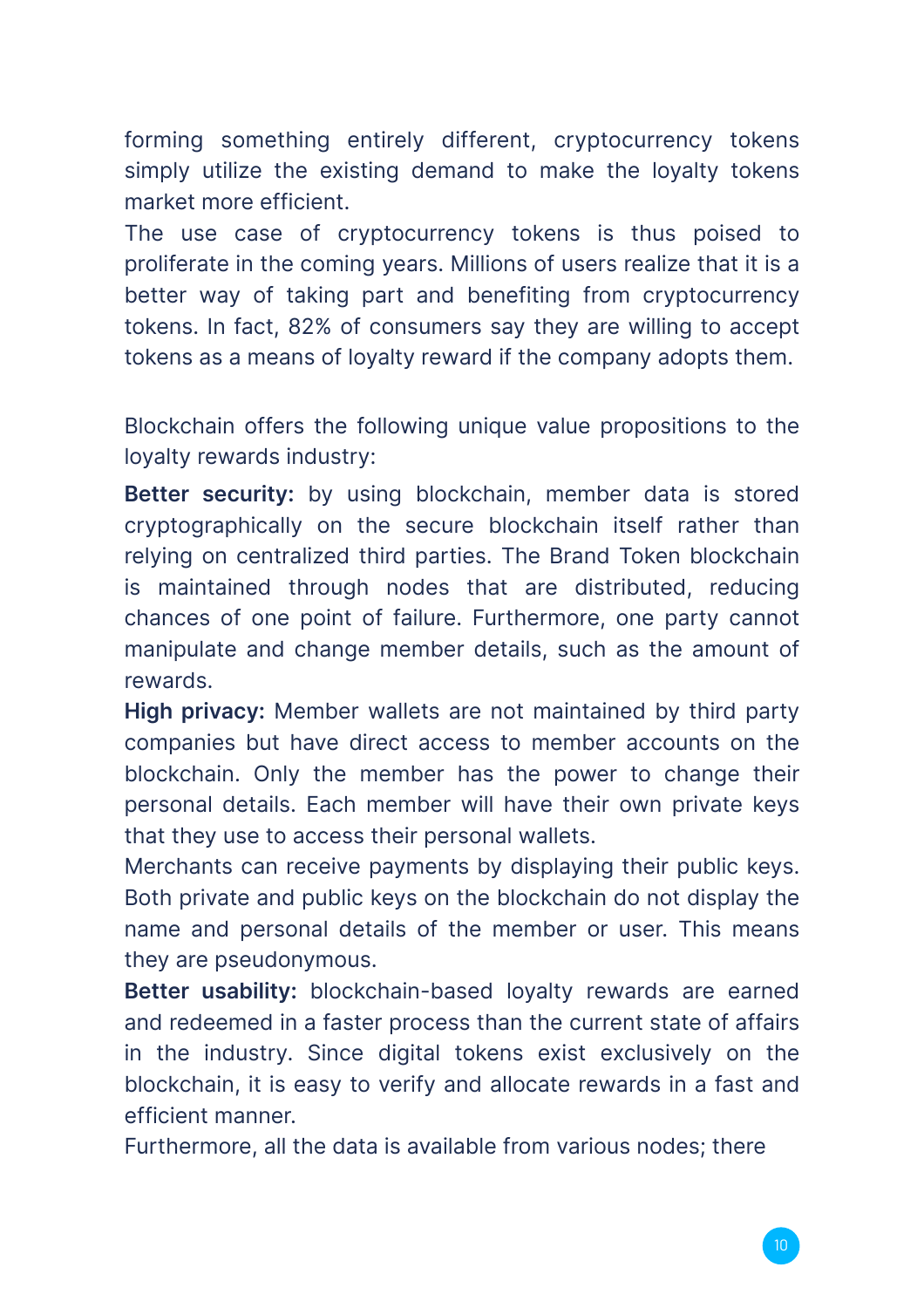forming something entirely different, cryptocurrency tokens simply utilize the existing demand to make the loyalty tokens market more efficient.

The use case of cryptocurrency tokens is thus poised to proliferate in the coming years. Millions of users realize that it is a better way of taking part and benefiting from cryptocurrency tokens. In fact, 82% of consumers say they are willing to accept tokens as a means of loyalty reward if the company adopts them.

Blockchain offers the following unique value propositions to the loyalty rewards industry:

**Better security:** by using blockchain, member data is stored cryptographically on the secure blockchain itself rather than relying on centralized third parties. The Brand Token blockchain is maintained through nodes that are distributed, reducing chances of one point of failure. Furthermore, one party cannot manipulate and change member details, such as the amount of rewards.

**High privacy:** Member wallets are not maintained by third party companies but have direct access to member accounts on the blockchain. Only the member has the power to change their personal details. Each member will have their own private keys that they use to access their personal wallets.

Merchants can receive payments by displaying their public keys. Both private and public keys on the blockchain do not display the name and personal details of the member or user. This means they are pseudonymous.

**Better usability:** blockchain-based loyalty rewards are earned and redeemed in a faster process than the current state of affairs in the industry. Since digital tokens exist exclusively on the blockchain, it is easy to verify and allocate rewards in a fast and efficient manner.

Furthermore, all the data is available from various nodes; there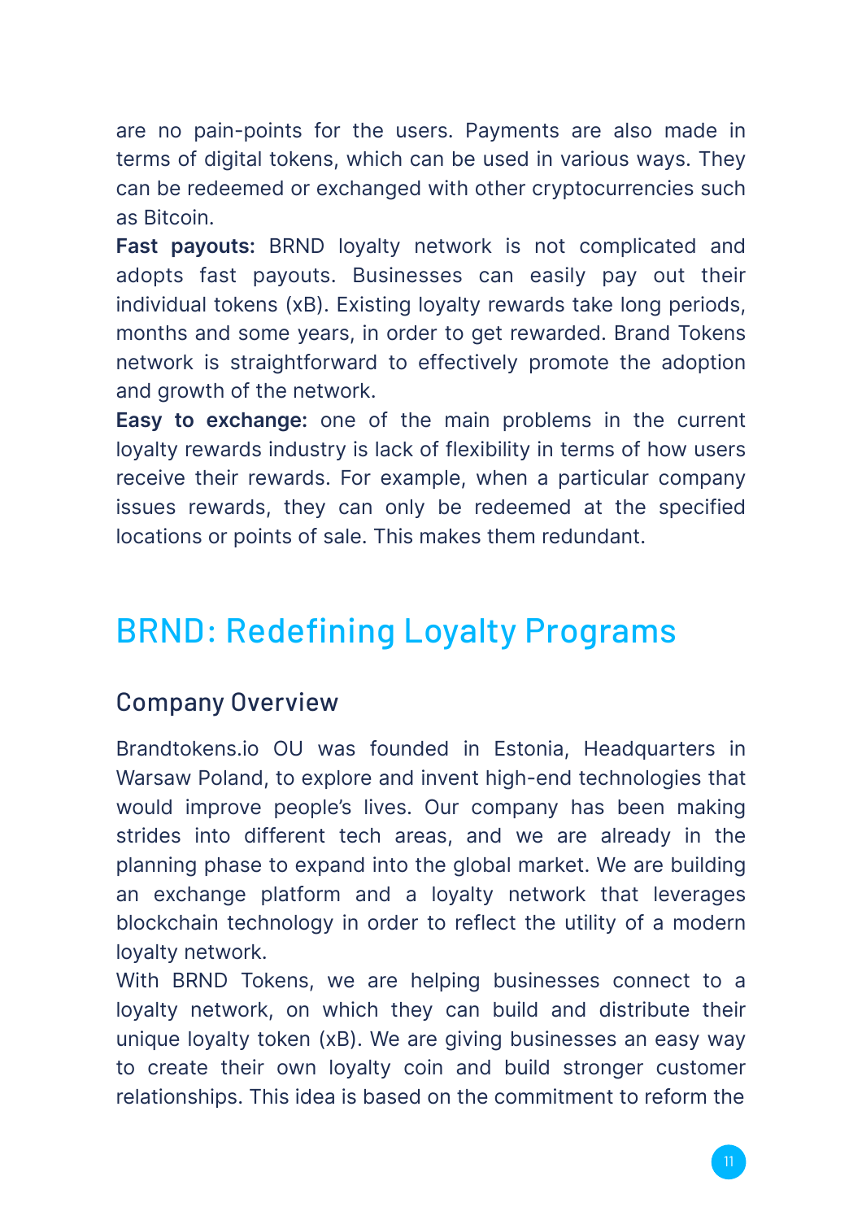are no pain-points for the users. Payments are also made in terms of digital tokens, which can be used in various ways. They can be redeemed or exchanged with other cryptocurrencies such as Bitcoin.

**Fast payouts:** BRND loyalty network is not complicated and adopts fast payouts. Businesses can easily pay out their individual tokens (xB). Existing loyalty rewards take long periods, months and some years, in order to get rewarded. Brand Tokens network is straightforward to effectively promote the adoption and growth of the network.

**Easy to exchange:** one of the main problems in the current loyalty rewards industry is lack of flexibility in terms of how users receive their rewards. For example, when a particular company issues rewards, they can only be redeemed at the specified locations or points of sale. This makes them redundant.

# BRND: Redefining Loyalty Programs

## Company Overview

Brandtokens.io OU was founded in Estonia, Headquarters in Warsaw Poland, to explore and invent high-end technologies that would improve people's lives. Our company has been making strides into different tech areas, and we are already in the planning phase to expand into the global market. We are building an exchange platform and a loyalty network that leverages blockchain technology in order to reflect the utility of a modern loyalty network.

With BRND Tokens, we are helping businesses connect to a loyalty network, on which they can build and distribute their unique loyalty token (xB). We are giving businesses an easy way to create their own loyalty coin and build stronger customer relationships. This idea is based on the commitment to reform the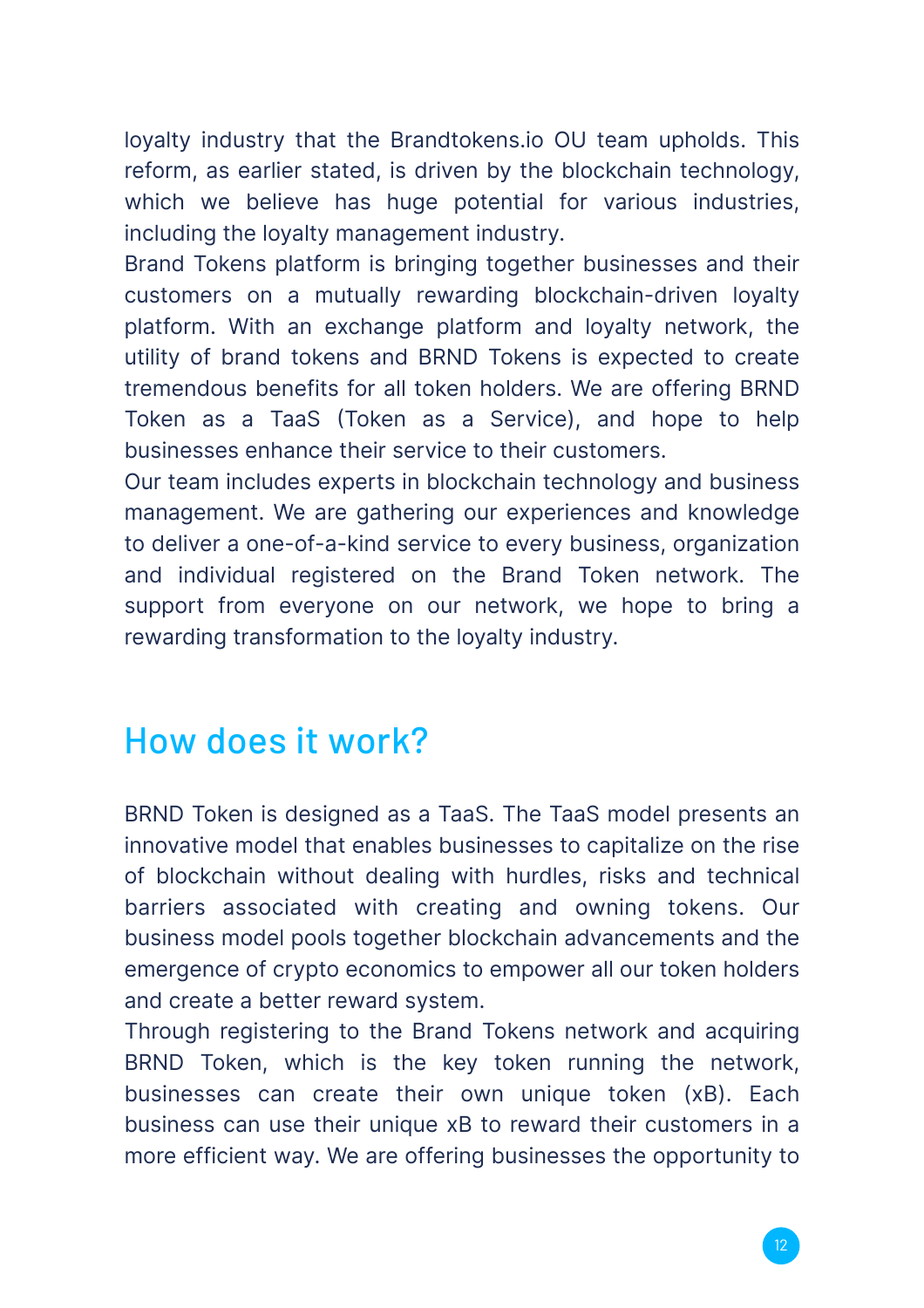loyalty industry that the Brandtokens.io OU team upholds. This reform, as earlier stated, is driven by the blockchain technology, which we believe has huge potential for various industries, including the loyalty management industry.

Brand Tokens platform is bringing together businesses and their customers on a mutually rewarding blockchain-driven loyalty platform. With an exchange platform and loyalty network, the utility of brand tokens and BRND Tokens is expected to create tremendous benefits for all token holders. We are offering BRND Token as a TaaS (Token as a Service), and hope to help businesses enhance their service to their customers.

Our team includes experts in blockchain technology and business management. We are gathering our experiences and knowledge to deliver a one-of-a-kind service to every business, organization and individual registered on the Brand Token network. The support from everyone on our network, we hope to bring a rewarding transformation to the loyalty industry.

## How does it work?

BRND Token is designed as a TaaS. The TaaS model presents an innovative model that enables businesses to capitalize on the rise of blockchain without dealing with hurdles, risks and technical barriers associated with creating and owning tokens. Our business model pools together blockchain advancements and the emergence of crypto economics to empower all our token holders and create a better reward system.

Through registering to the Brand Tokens network and acquiring BRND Token, which is the key token running the network, businesses can create their own unique token (xB). Each business can use their unique xB to reward their customers in a more efficient way. We are offering businesses the opportunity to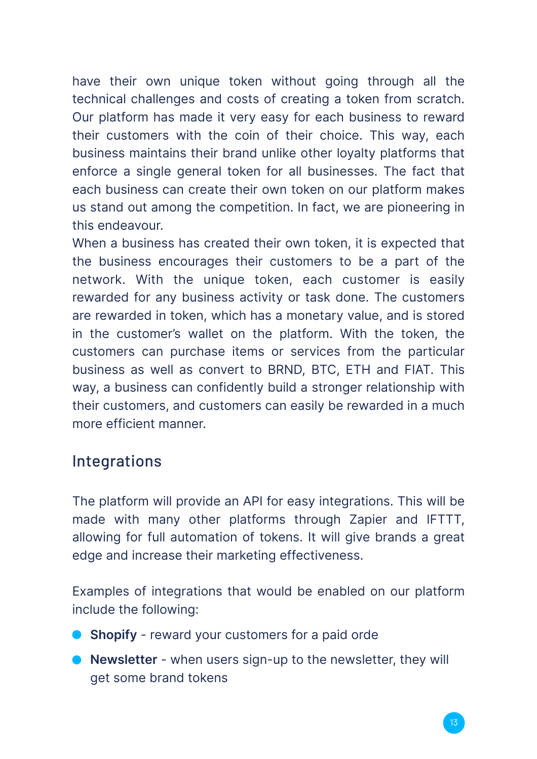have their own unique token without going through all the technical challenges and costs of creating a token from scratch. Our platform has made it very easy for each business to reward their customers with the coin of their choice. This way, each business maintains their brand unlike other loyalty platforms that enforce a single general token for all businesses. The fact that each business can create their own token on our platform makes us stand out among the competition. In fact, we are pioneering in this endeavour.

When a business has created their own token, it is expected that the business encourages their customers to be a part of the network. With the unique token, each customer is easily rewarded for any business activity or task done. The customers are rewarded in token, which has a monetary value, and is stored in the customer's wallet on the platform. With the token, the customers can purchase items or services from the particular business as well as convert to BRND, BTC, ETH and FIAT. This way, a business can confidently build a stronger relationship with their customers, and customers can easily be rewarded in a much more efficient manner.

## Integrations

The platform will provide an API for easy integrations. This will be made with many other platforms through Zapier and IFTTT, allowing for full automation of tokens. It will give brands a great edge and increase their marketing effectiveness.

Examples of integrations that would be enabled on our platform include the following:

- **Shopify** - reward your customers for a paid orde
- **Newsletter** - when users sign-up to the newsletter, they will get some brand tokens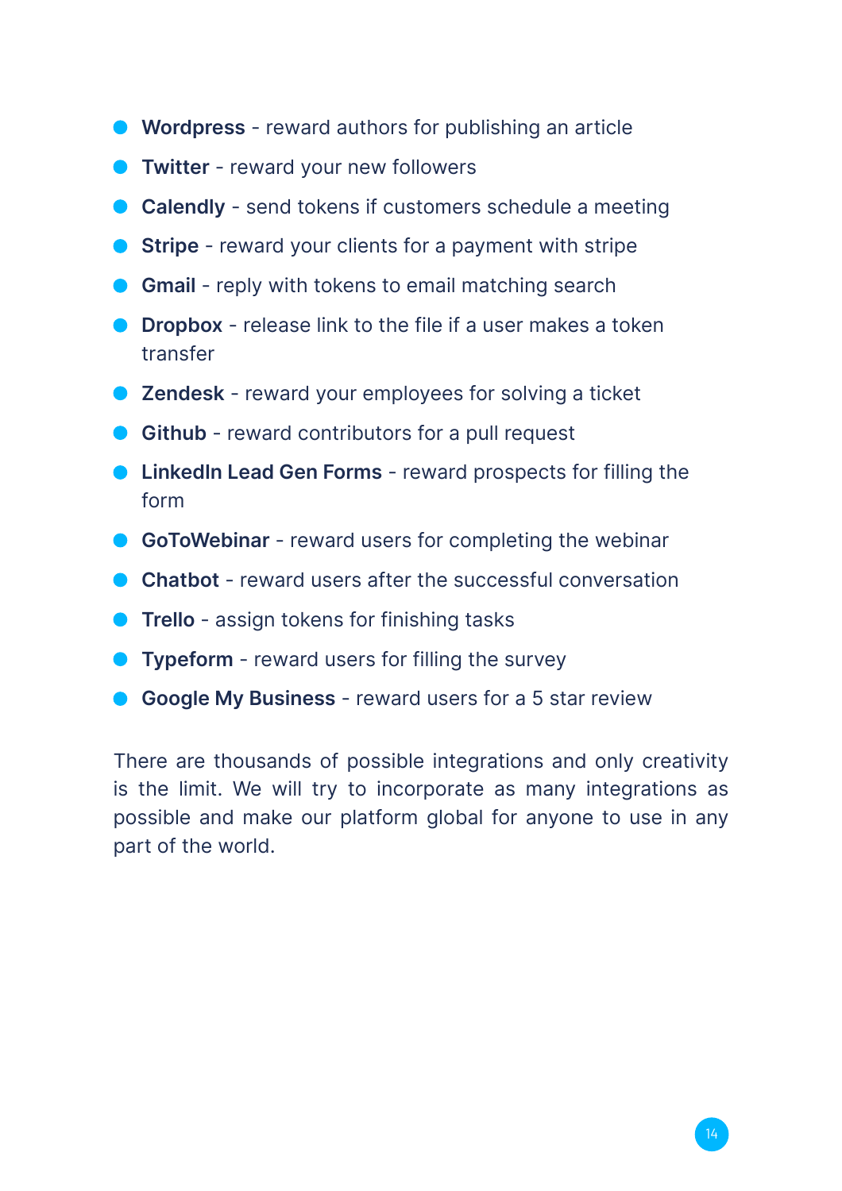- **Wordpress** - reward authors for publishing an article
- **Twitter** - reward your new followers
- **Calendly** - send tokens if customers schedule a meeting
- **Stripe** - reward your clients for a payment with stripe
- **Gmail** - reply with tokens to email matching search
- **Dropbox** - release link to the file if a user makes a token transfer
- **Zendesk** - reward your employees for solving a ticket
- **Github** - reward contributors for a pull request
- **LinkedIn Lead Gen Forms** - reward prospects for filling the form
- **GoToWebinar** - reward users for completing the webinar
- **Chatbot** - reward users after the successful conversation
- **Trello** - assign tokens for finishing tasks
- **Typeform** - reward users for filling the survey
- **Google My Business** - reward users for a 5 star review

There are thousands of possible integrations and only creativity is the limit. We will try to incorporate as many integrations as possible and make our platform global for anyone to use in any part of the world.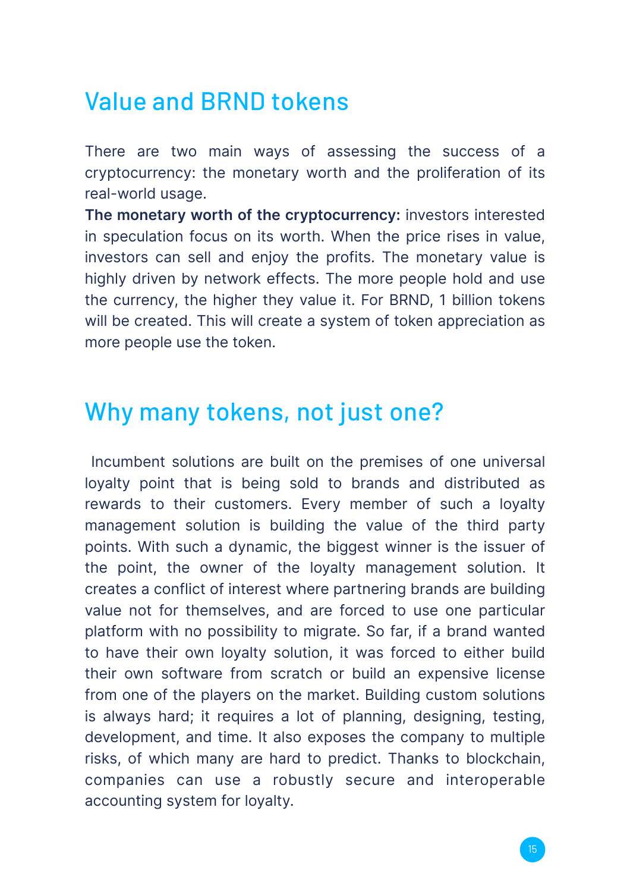## Value and BRND tokens

There are two main ways of assessing the success of a cryptocurrency: the monetary worth and the proliferation of its real-world usage.

**The monetary worth of the cryptocurrency:** investors interested in speculation focus on its worth. When the price rises in value, investors can sell and enjoy the profits. The monetary value is highly driven by network effects. The more people hold and use the currency, the higher they value it. For BRND, 1 billion tokens will be created. This will create a system of token appreciation as more people use the token.

## Why many tokens, not just one?

Incumbent solutions are built on the premises of one universal loyalty point that is being sold to brands and distributed as rewards to their customers. Every member of such a loyalty management solution is building the value of the third party points. With such a dynamic, the biggest winner is the issuer of the point, the owner of the loyalty management solution. It creates a conflict of interest where partnering brands are building value not for themselves, and are forced to use one particular platform with no possibility to migrate. So far, if a brand wanted to have their own loyalty solution, it was forced to either build their own software from scratch or build an expensive license from one of the players on the market. Building custom solutions is always hard; it requires a lot of planning, designing, testing, development, and time. It also exposes the company to multiple risks, of which many are hard to predict. Thanks to blockchain, companies can use a robustly secure and interoperable accounting system for loyalty.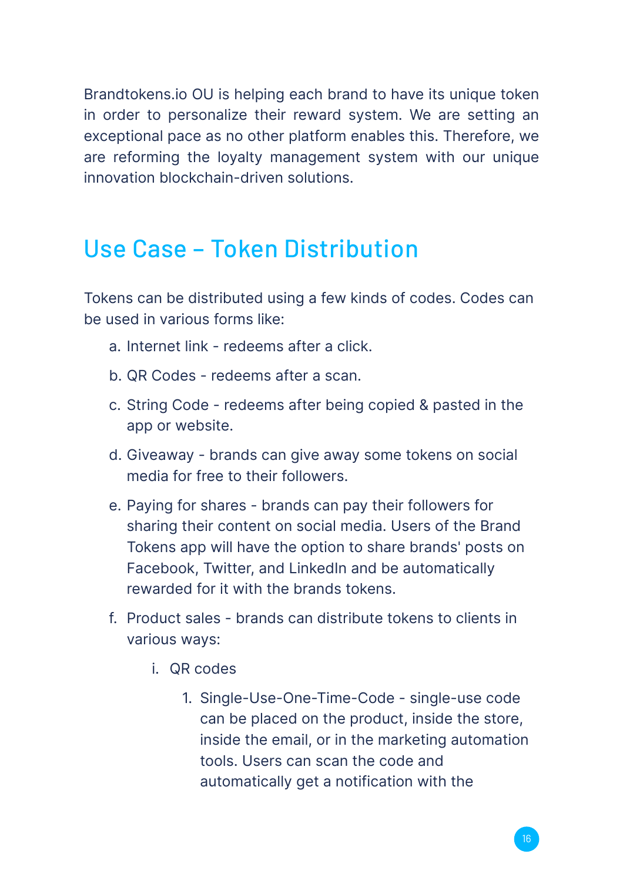Brandtokens.io OU is helping each brand to have its unique token in order to personalize their reward system. We are setting an exceptional pace as no other platform enables this. Therefore, we are reforming the loyalty management system with our unique innovation blockchain-driven solutions.

## Use Case – Token Distribution

Tokens can be distributed using a few kinds of codes. Codes can be used in various forms like:

a. Internet link - redeems after a click.

b. QR Codes - redeems after a scan.

c. String Code - redeems after being copied & pasted in the app or website.

d. Giveaway - brands can give away some tokens on social media for free to their followers.

e. Paying for shares - brands can pay their followers for sharing their content on social media. Users of the Brand Tokens app will have the option to share brands' posts on Facebook, Twitter, and LinkedIn and be automatically rewarded for it with the brands tokens.

f. Product sales - brands can distribute tokens to clients in various ways:

    i. QR codes

        1. Single-Use-One-Time-Code - single-use code can be placed on the product, inside the store, inside the email, or in the marketing automation tools. Users can scan the code and automatically get a notification with the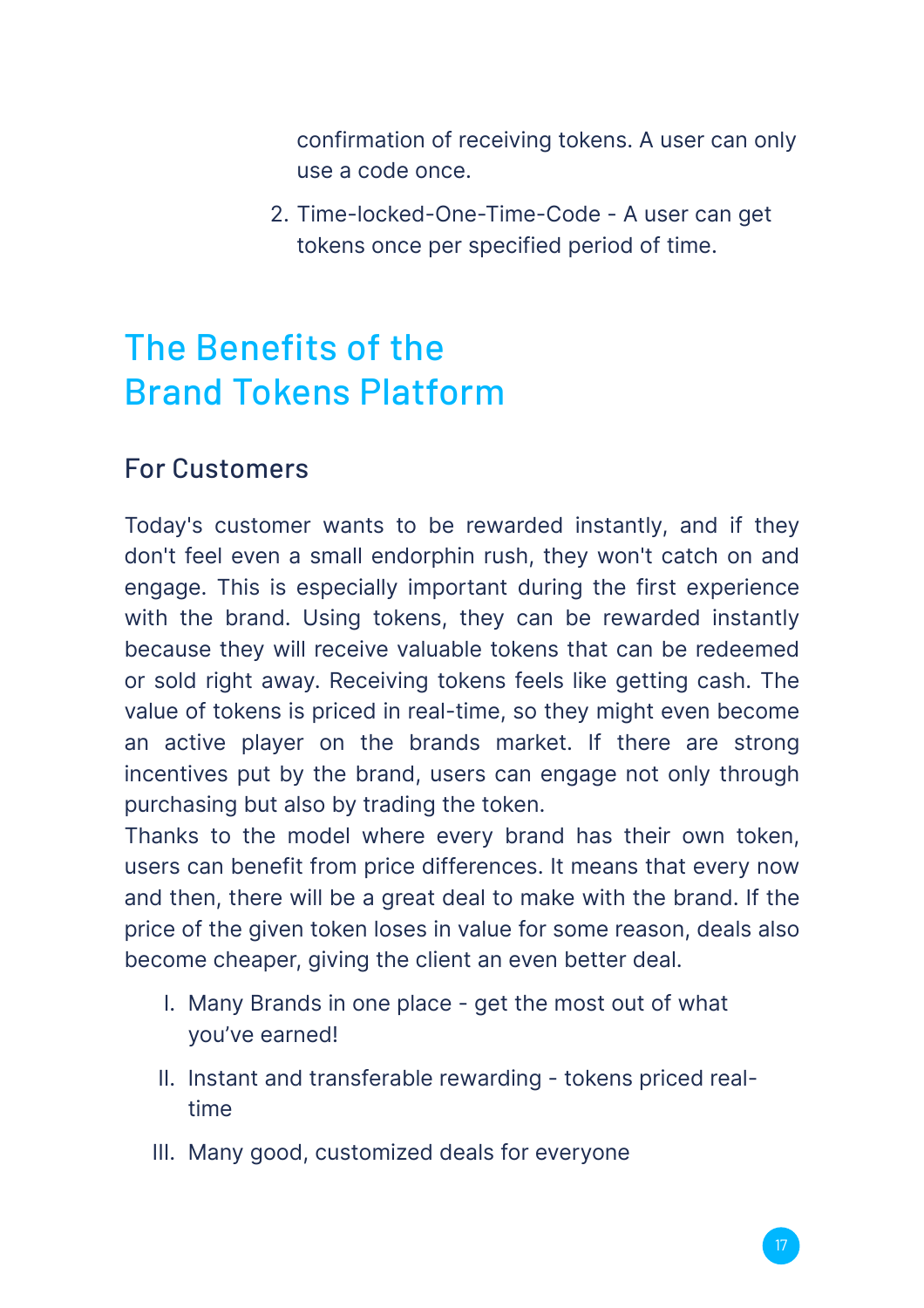confirmation of receiving tokens. A user can only use a code once.

2. Time-locked-One-Time-Code - A user can get tokens once per specified period of time.

# The Benefits of the Brand Tokens Platform

## For Customers

Today's customer wants to be rewarded instantly, and if they don't feel even a small endorphin rush, they won't catch on and engage. This is especially important during the first experience with the brand. Using tokens, they can be rewarded instantly because they will receive valuable tokens that can be redeemed or sold right away. Receiving tokens feels like getting cash. The value of tokens is priced in real-time, so they might even become an active player on the brands market. If there are strong incentives put by the brand, users can engage not only through purchasing but also by trading the token.
Thanks to the model where every brand has their own token, users can benefit from price differences. It means that every now and then, there will be a great deal to make with the brand. If the price of the given token loses in value for some reason, deals also become cheaper, giving the client an even better deal.

I. Many Brands in one place - get the most out of what you've earned!

II. Instant and transferable rewarding - tokens priced real-time

III. Many good, customized deals for everyone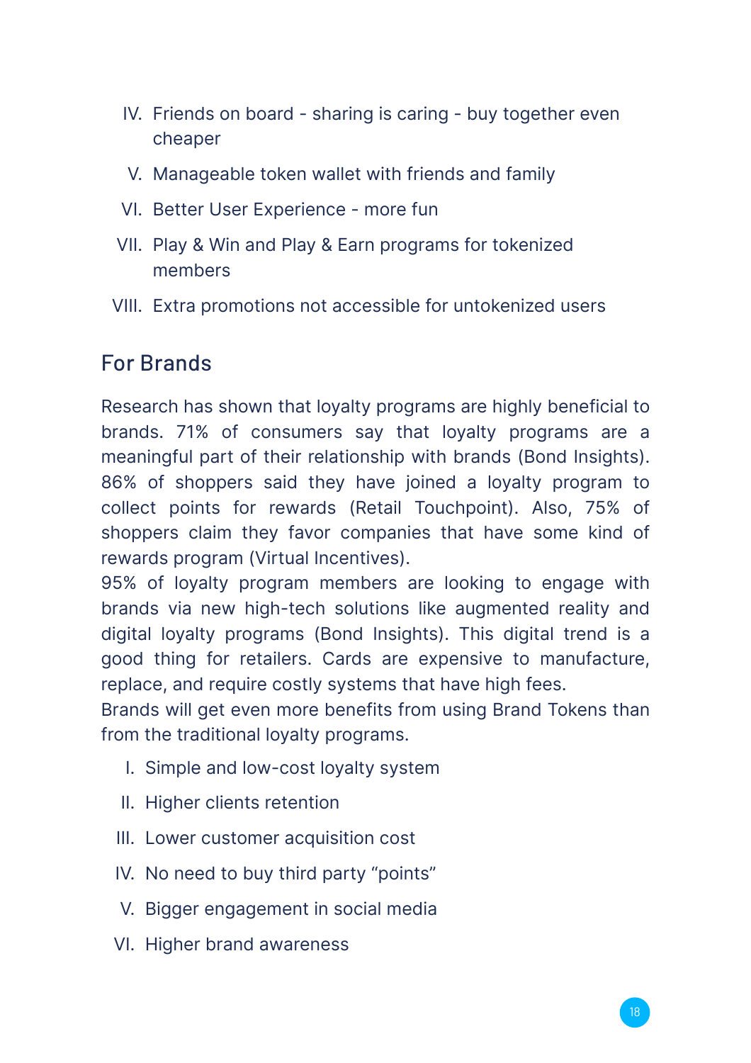IV. Friends on board - sharing is caring - buy together even cheaper
V. Manageable token wallet with friends and family
VI. Better User Experience - more fun
VII. Play & Win and Play & Earn programs for tokenized members
VIII. Extra promotions not accessible for untokenized users

## For Brands

Research has shown that loyalty programs are highly beneficial to brands. 71% of consumers say that loyalty programs are a meaningful part of their relationship with brands (Bond Insights). 86% of shoppers said they have joined a loyalty program to collect points for rewards (Retail Touchpoint). Also, 75% of shoppers claim they favor companies that have some kind of rewards program (Virtual Incentives).
95% of loyalty program members are looking to engage with brands via new high-tech solutions like augmented reality and digital loyalty programs (Bond Insights). This digital trend is a good thing for retailers. Cards are expensive to manufacture, replace, and require costly systems that have high fees.
Brands will get even more benefits from using Brand Tokens than from the traditional loyalty programs.

I. Simple and low-cost loyalty system
II. Higher clients retention
III. Lower customer acquisition cost
IV. No need to buy third party “points”
V. Bigger engagement in social media
VI. Higher brand awareness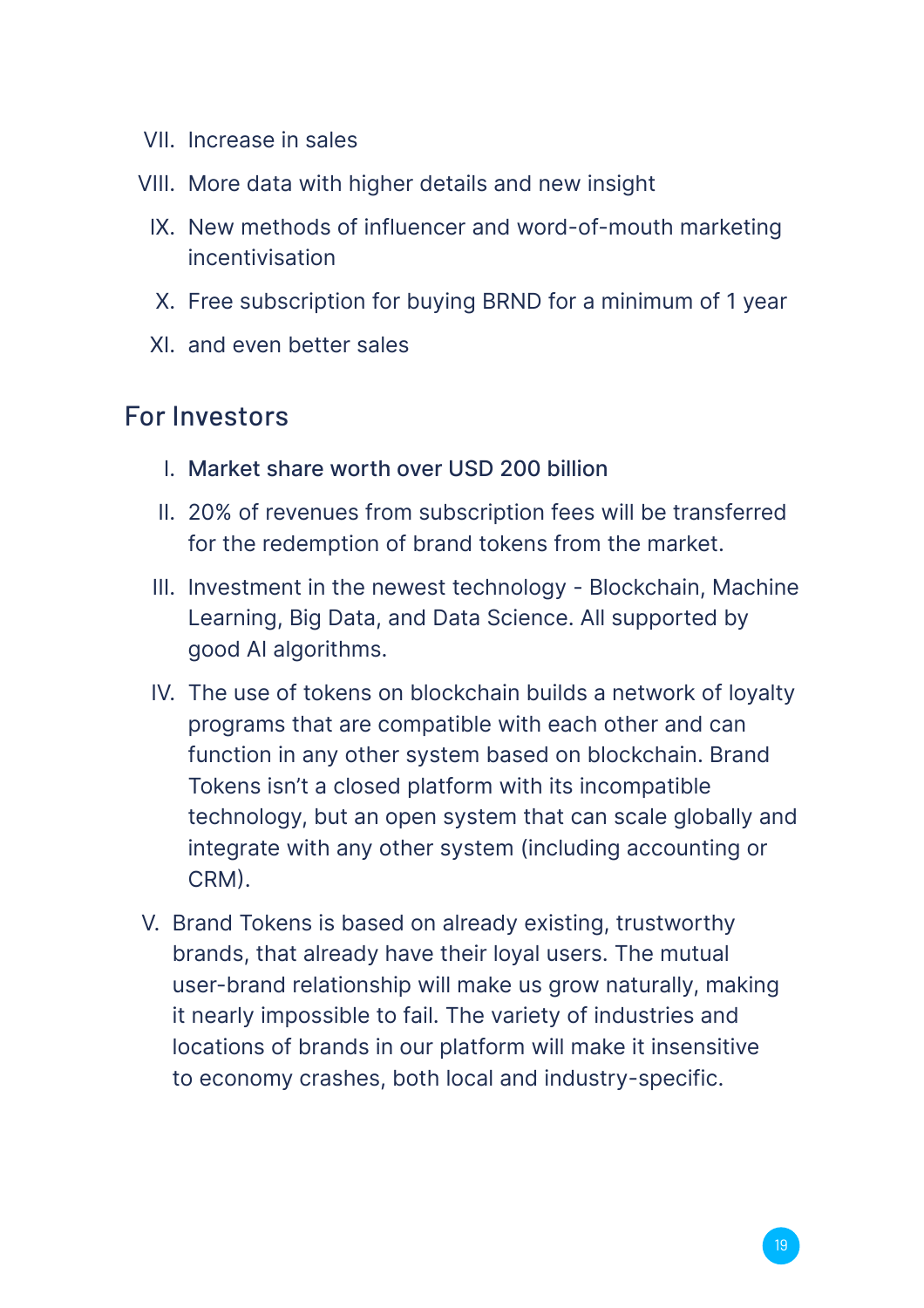VII. Increase in sales
VIII. More data with higher details and new insight
IX. New methods of influencer and word-of-mouth marketing incentivisation
X. Free subscription for buying BRND for a minimum of 1 year
XI. and even better sales

## For Investors

I. Market share worth over USD 200 billion
II. 20% of revenues from subscription fees will be transferred for the redemption of brand tokens from the market.
III. Investment in the newest technology - Blockchain, Machine Learning, Big Data, and Data Science. All supported by good AI algorithms.
IV. The use of tokens on blockchain builds a network of loyalty programs that are compatible with each other and can function in any other system based on blockchain. Brand Tokens isn't a closed platform with its incompatible technology, but an open system that can scale globally and integrate with any other system (including accounting or CRM).
V. Brand Tokens is based on already existing, trustworthy brands, that already have their loyal users. The mutual user-brand relationship will make us grow naturally, making it nearly impossible to fail. The variety of industries and locations of brands in our platform will make it insensitive to economy crashes, both local and industry-specific.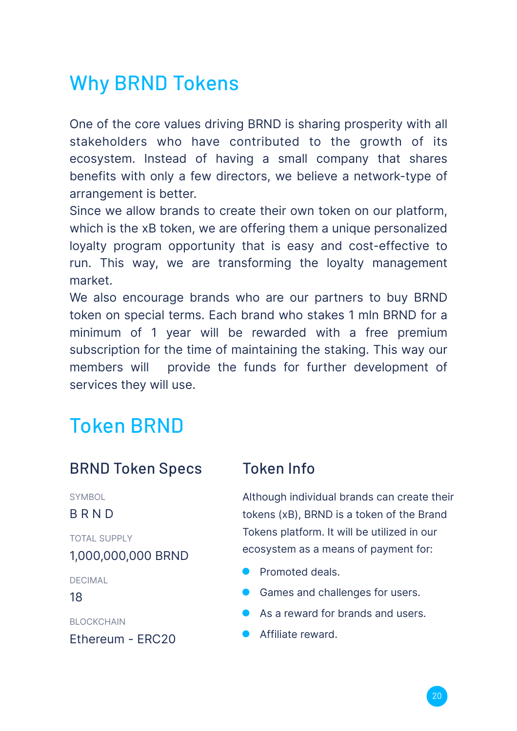## Why BRND Tokens

One of the core values driving BRND is sharing prosperity with all stakeholders who have contributed to the growth of its ecosystem. Instead of having a small company that shares benefits with only a few directors, we believe a network-type of arrangement is better.

Since we allow brands to create their own token on our platform, which is the xB token, we are offering them a unique personalized loyalty program opportunity that is easy and cost-effective to run. This way, we are transforming the loyalty management market.

We also encourage brands who are our partners to buy BRND token on special terms. Each brand who stakes 1 mln BRND for a minimum of 1 year will be rewarded with a free premium subscription for the time of maintaining the staking. This way our members will provide the funds for further development of services they will use.

## Token BRND

### BRND Token Specs

SYMBOL

B R N D

TOTAL SUPPLY

1,000,000,000 BRND

DECIMAL

18

BLOCKCHAIN

Ethereum - ERC20

### Token Info

Although individual brands can create their tokens (xB), BRND is a token of the Brand Tokens platform. It will be utilized in our ecosystem as a means of payment for:

- Promoted deals.
- Games and challenges for users.
- As a reward for brands and users.
- Affiliate reward.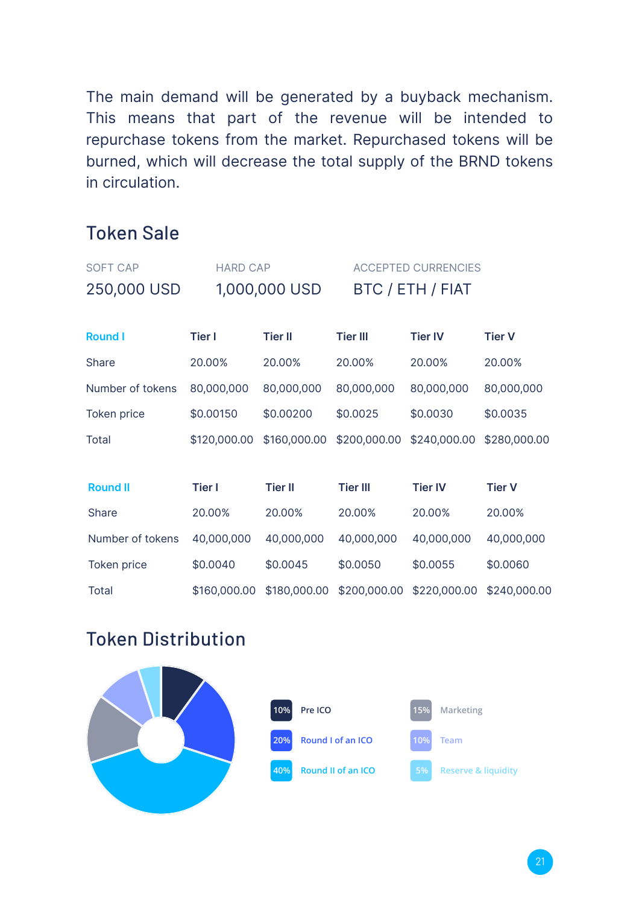The main demand will be generated by a buyback mechanism. This means that part of the revenue will be intended to repurchase tokens from the market. Repurchased tokens will be burned, which will decrease the total supply of the BRND tokens in circulation.

## Token Sale

| SOFT CAP | HARD CAP | ACCEPTED CURRENCIES |
|---|---|---|
| 250,000 USD | 1,000,000 USD | BTC / ETH / FIAT |

| Round I | Tier I | Tier II | Tier III | Tier IV | Tier V |
|---|---|---|---|---|---|
| Share | 20.00% | 20.00% | 20.00% | 20.00% | 20.00% |
| Number of tokens | 80,000,000 | 80,000,000 | 80,000,000 | 80,000,000 | 80,000,000 |
| Token price | $0.00150 | $0.00200 | $0.0025 | $0.0030 | $0.0035 |
| Total | $120,000.00 | $160,000.00 | $200,000.00 | $240,000.00 | $280,000.00 |

| Round II | Tier I | Tier II | Tier III | Tier IV | Tier V |
|---|---|---|---|---|---|
| Share | 20.00% | 20.00% | 20.00% | 20.00% | 20.00% |
| Number of tokens | 40,000,000 | 40,000,000 | 40,000,000 | 40,000,000 | 40,000,000 |
| Token price | $0.0040 | $0.0045 | $0.0050 | $0.0055 | $0.0060 |
| Total | $160,000.00 | $180,000.00 | $200,000.00 | $220,000.00 | $240,000.00 |

## Token Distribution

- 10% Pre ICO
- 20% Round I of an ICO
- 40% Round II of an ICO
- 15% Marketing
- 10% Team
- 5% Reserve & liquidity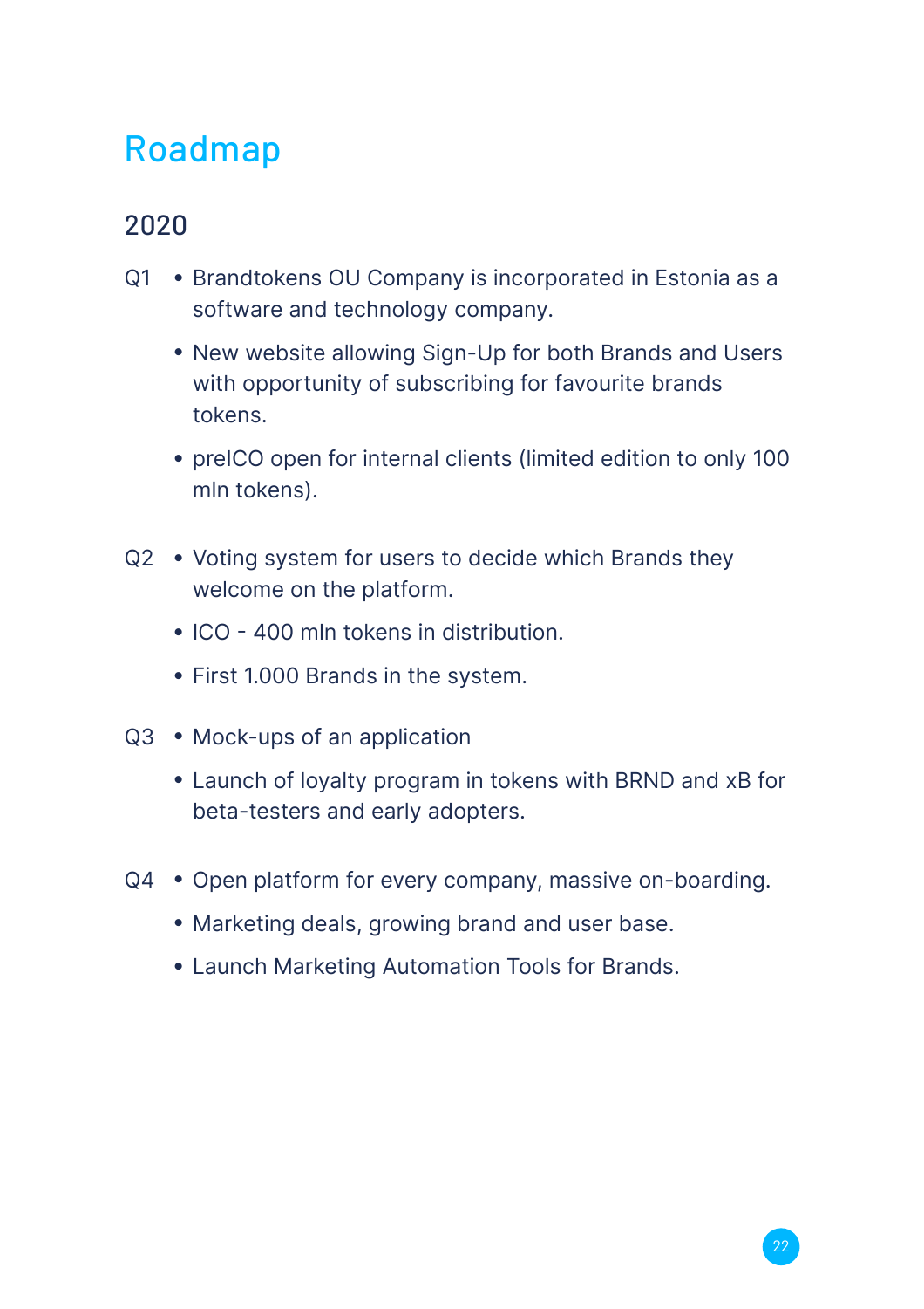# Roadmap

## 2020

**Q1**

- Brandtokens OU Company is incorporated in Estonia as a software and technology company.
- New website allowing Sign-Up for both Brands and Users with opportunity of subscribing for favourite brands tokens.
- preICO open for internal clients (limited edition to only 100 mln tokens).

**Q2**

- Voting system for users to decide which Brands they welcome on the platform.
- ICO - 400 mln tokens in distribution.
- First 1.000 Brands in the system.

**Q3**

- Mock-ups of an application
- Launch of loyalty program in tokens with BRND and xB for beta-testers and early adopters.

**Q4**

- Open platform for every company, massive on-boarding.
- Marketing deals, growing brand and user base.
- Launch Marketing Automation Tools for Brands.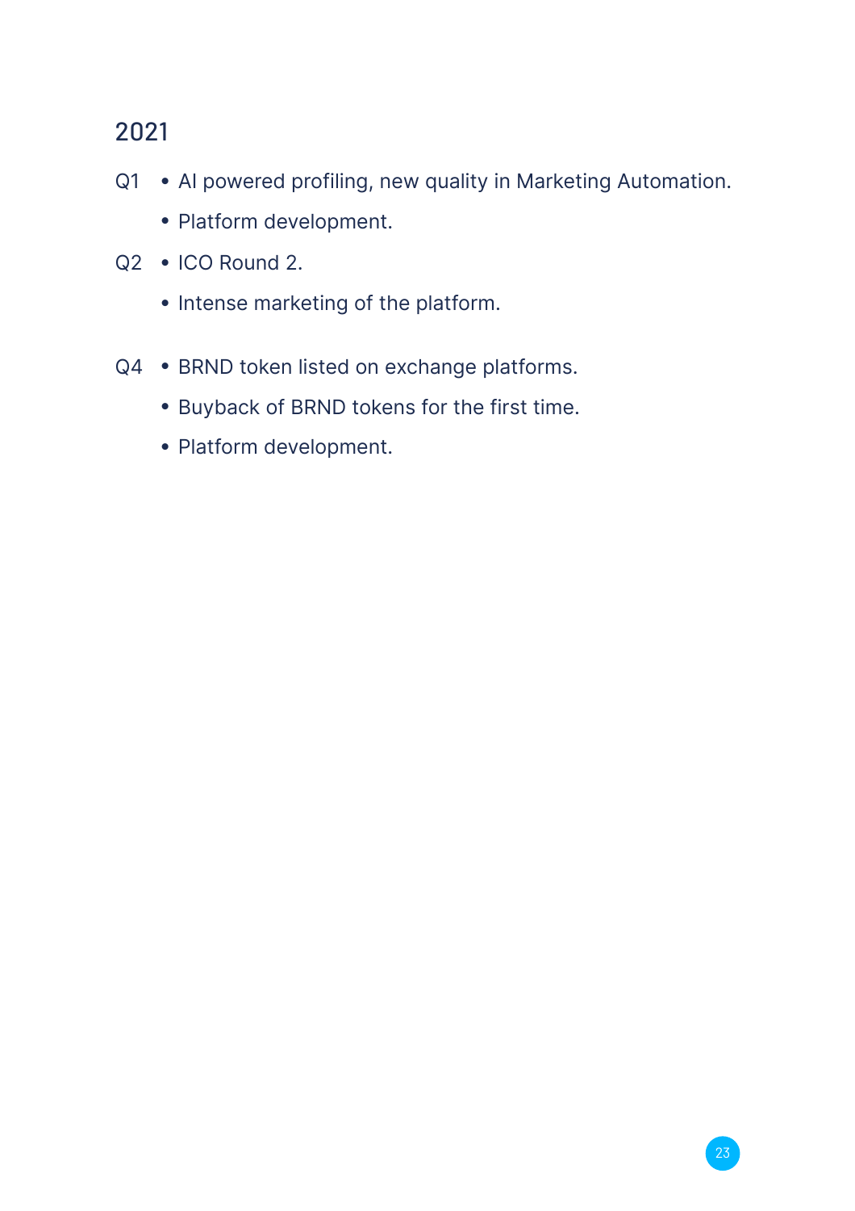## 2021

Q1
- AI powered profiling, new quality in Marketing Automation.
- Platform development.

Q2
- ICO Round 2.
- Intense marketing of the platform.

Q4
- BRND token listed on exchange platforms.
- Buyback of BRND tokens for the first time.
- Platform development.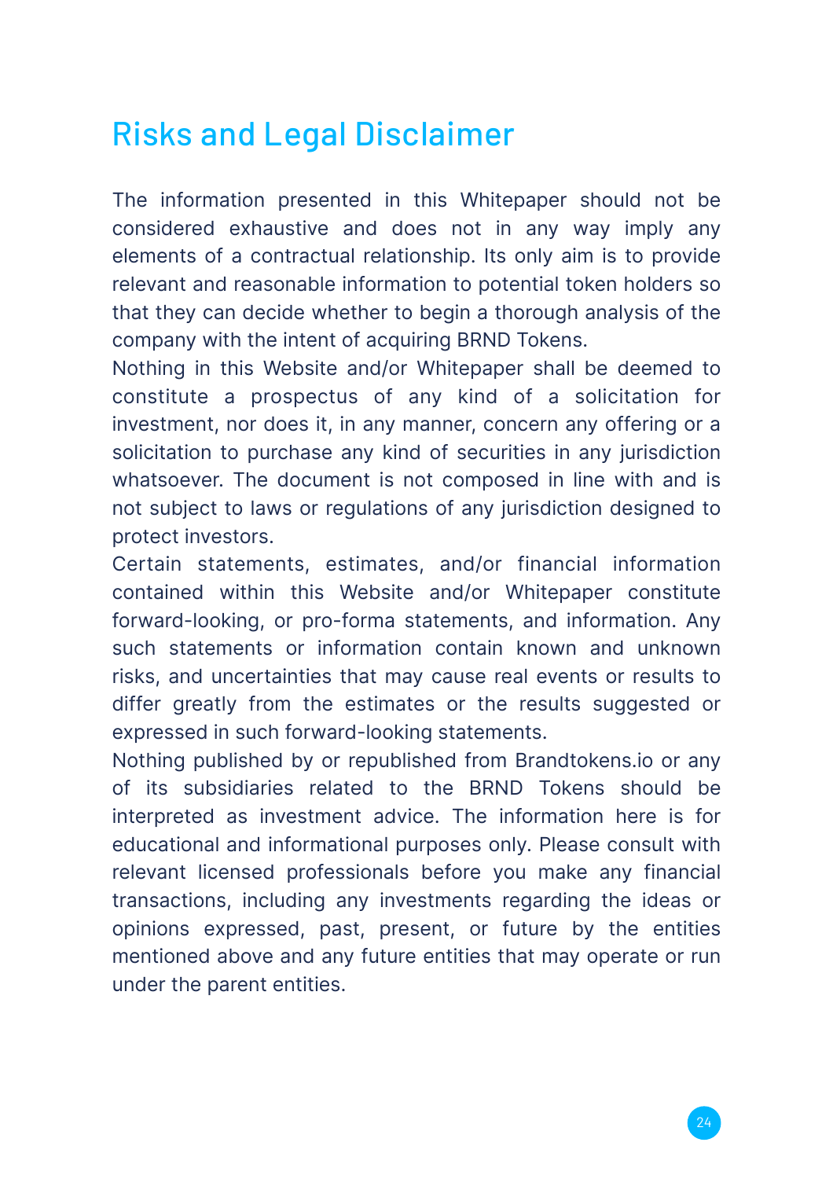# Risks and Legal Disclaimer

The information presented in this Whitepaper should not be considered exhaustive and does not in any way imply any elements of a contractual relationship. Its only aim is to provide relevant and reasonable information to potential token holders so that they can decide whether to begin a thorough analysis of the company with the intent of acquiring BRND Tokens.

Nothing in this Website and/or Whitepaper shall be deemed to constitute a prospectus of any kind of a solicitation for investment, nor does it, in any manner, concern any offering or a solicitation to purchase any kind of securities in any jurisdiction whatsoever. The document is not composed in line with and is not subject to laws or regulations of any jurisdiction designed to protect investors.

Certain statements, estimates, and/or financial information contained within this Website and/or Whitepaper constitute forward-looking, or pro-forma statements, and information. Any such statements or information contain known and unknown risks, and uncertainties that may cause real events or results to differ greatly from the estimates or the results suggested or expressed in such forward-looking statements.

Nothing published by or republished from Brandtokens.io or any of its subsidiaries related to the BRND Tokens should be interpreted as investment advice. The information here is for educational and informational purposes only. Please consult with relevant licensed professionals before you make any financial transactions, including any investments regarding the ideas or opinions expressed, past, present, or future by the entities mentioned above and any future entities that may operate or run under the parent entities.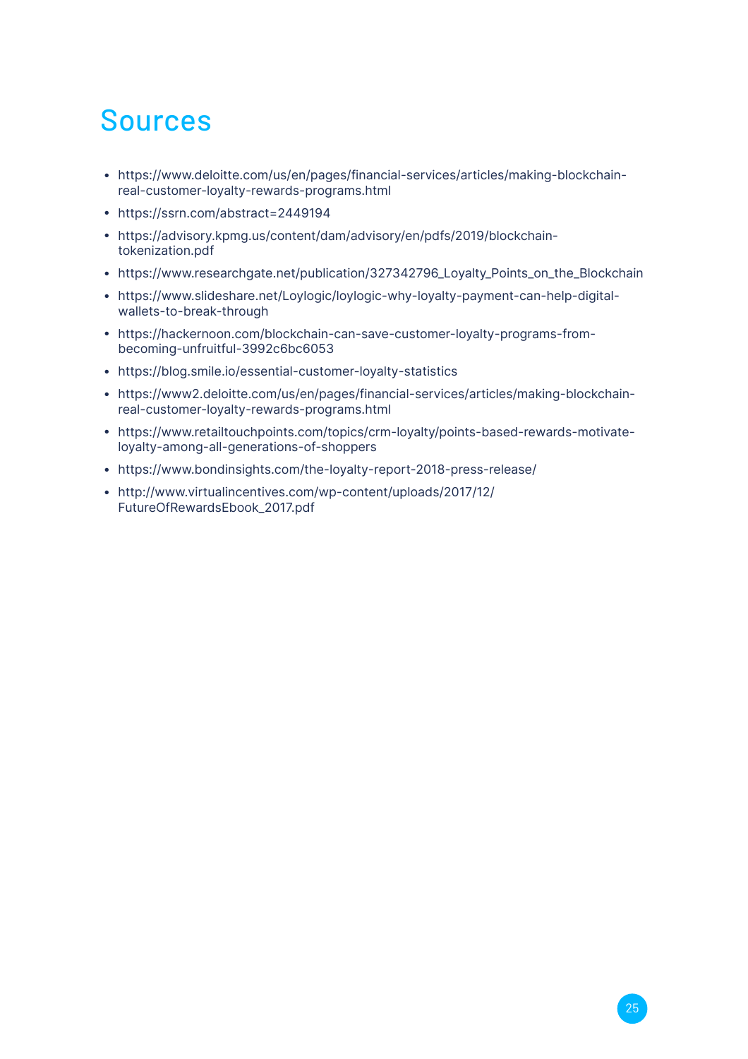# Sources

- https://www.deloitte.com/us/en/pages/financial-services/articles/making-blockchain-real-customer-loyalty-rewards-programs.html
- https://ssrn.com/abstract=2449194
- https://advisory.kpmg.us/content/dam/advisory/en/pdfs/2019/blockchain-tokenization.pdf
- https://www.researchgate.net/publication/327342796_Loyalty_Points_on_the_Blockchain
- https://www.slideshare.net/Loylogic/loylogic-why-loyalty-payment-can-help-digital-wallets-to-break-through
- https://hackernoon.com/blockchain-can-save-customer-loyalty-programs-from-becoming-unfruitful-3992c6bc6053
- https://blog.smile.io/essential-customer-loyalty-statistics
- https://www2.deloitte.com/us/en/pages/financial-services/articles/making-blockchain-real-customer-loyalty-rewards-programs.html
- https://www.retailtouchpoints.com/topics/crm-loyalty/points-based-rewards-motivate-loyalty-among-all-generations-of-shoppers
- https://www.bondinsights.com/the-loyalty-report-2018-press-release/
- http://www.virtualincentives.com/wp-content/uploads/2017/12/FutureOfRewardsEbook_2017.pdf